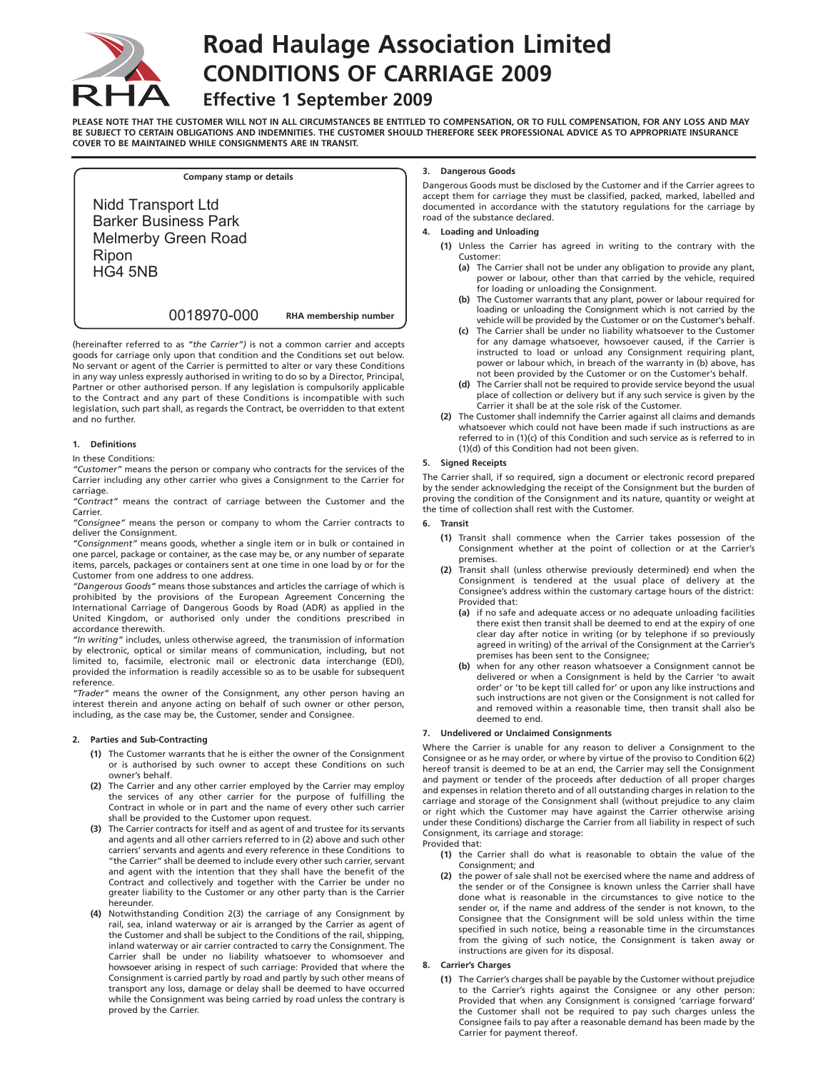# Road Haulage Association Limited

# CONDITIONS OF CARRIAGE 2009

## Effective 1 September 2009

**PLEASE NOTE THAT THE CUSTOMER WILL NOT IN ALL CIRCUMSTANCES BE ENTITLED TO COMPENSATION, OR TO FULL COMPENSATION, FOR ANY LOSS AND MAY BE SUBJECT TO CERTAIN OBLIGATIONS AND INDEMNITIES. THE CUSTOMER SHOULD THEREFORE SEEK PROFESSIONAL ADVICE AS TO APPROPRIATE INSURANCE COVER TO BE MAINTAINED WHILE CONSIGNMENTS ARE IN TRANSIT.**

**Company stamp or details**

Nidd Transport Ltd
Barker Business Park
Melmerby Green Road
Ripon
HG4 5NB

0018970-000 **RHA membership number**

(hereinafter referred to as *"the Carrier"*) is not a common carrier and accepts goods for carriage only upon that condition and the Conditions set out below. No servant or agent of the Carrier is permitted to alter or vary these Conditions in any way unless expressly authorised in writing to do so by a Director, Principal, Partner or other authorised person. If any legislation is compulsorily applicable to the Contract and any part of these Conditions is incompatible with such legislation, such part shall, as regards the Contract, be overridden to that extent and no further.

### 1. Definitions

In these Conditions:

*"Customer"* means the person or company who contracts for the services of the Carrier including any other carrier who gives a Consignment to the Carrier for carriage.

*"Contract"* means the contract of carriage between the Customer and the Carrier.

*"Consignee"* means the person or company to whom the Carrier contracts to deliver the Consignment.

*"Consignment"* means goods, whether a single item or in bulk or contained in one parcel, package or container, as the case may be, or any number of separate items, parcels, packages or containers sent at one time in one load by or for the Customer from one address to one address.

*"Dangerous Goods"* means those substances and articles the carriage of which is prohibited by the provisions of the European Agreement Concerning the International Carriage of Dangerous Goods by Road (ADR) as applied in the United Kingdom, or authorised only under the conditions prescribed in accordance therewith.

*"In writing"* includes, unless otherwise agreed, the transmission of information by electronic, optical or similar means of communication, including, but not limited to, facsimile, electronic mail or electronic data interchange (EDI), provided the information is readily accessible so as to be usable for subsequent reference.

*"Trader"* means the owner of the Consignment, any other person having an interest therein and anyone acting on behalf of such owner or other person, including, as the case may be, the Customer, sender and Consignee.

### 2. Parties and Sub-Contracting

**(1)** The Customer warrants that he is either the owner of the Consignment or is authorised by such owner to accept these Conditions on such owner's behalf.

**(2)** The Carrier and any other carrier employed by the Carrier may employ the services of any other carrier for the purpose of fulfilling the Contract in whole or in part and the name of every other such carrier shall be provided to the Customer upon request.

**(3)** The Carrier contracts for itself and as agent of and trustee for its servants and agents and all other carriers referred to in (2) above and such other carriers' servants and agents and every reference in these Conditions to "the Carrier" shall be deemed to include every other such carrier, servant and agent with the intention that they shall have the benefit of the Contract and collectively and together with the Carrier be under no greater liability to the Customer or any other party than is the Carrier hereunder.

**(4)** Notwithstanding Condition 2(3) the carriage of any Consignment by rail, sea, inland waterway or air is arranged by the Carrier as agent of the Customer and shall be subject to the Conditions of the rail, shipping, inland waterway or air carrier contracted to carry the Consignment. The Carrier shall be under no liability whatsoever to whomsoever and howsoever arising in respect of such carriage: Provided that where the Consignment is carried partly by road and partly by such other means of transport any loss, damage or delay shall be deemed to have occurred while the Consignment was being carried by road unless the contrary is proved by the Carrier.

### 3. Dangerous Goods

Dangerous Goods must be disclosed by the Customer and if the Carrier agrees to accept them for carriage they must be classified, packed, marked, labelled and documented in accordance with the statutory regulations for the carriage by road of the substance declared.

### 4. Loading and Unloading

**(1)** Unless the Carrier has agreed in writing to the contrary with the Customer:

- **(a)** The Carrier shall not be under any obligation to provide any plant, power or labour, other than that carried by the vehicle, required for loading or unloading the Consignment.
- **(b)** The Customer warrants that any plant, power or labour required for loading or unloading the Consignment which is not carried by the vehicle will be provided by the Customer or on the Customer's behalf.
- **(c)** The Carrier shall be under no liability whatsoever to the Customer for any damage whatsoever, howsoever caused, if the Carrier is instructed to load or unload any Consignment requiring plant, power or labour which, in breach of the warranty in (b) above, has not been provided by the Customer or on the Customer's behalf.
- **(d)** The Carrier shall not be required to provide service beyond the usual place of collection or delivery but if any such service is given by the Carrier it shall be at the sole risk of the Customer.

**(2)** The Customer shall indemnify the Carrier against all claims and demands whatsoever which could not have been made if such instructions as are referred to in (1)(c) of this Condition and such service as is referred to in (1)(d) of this Condition had not been given.

### 5. Signed Receipts

The Carrier shall, if so required, sign a document or electronic record prepared by the sender acknowledging the receipt of the Consignment but the burden of proving the condition of the Consignment and its nature, quantity or weight at the time of collection shall rest with the Customer.

### 6. Transit

**(1)** Transit shall commence when the Carrier takes possession of the Consignment whether at the point of collection or at the Carrier's premises.

**(2)** Transit shall (unless otherwise previously determined) end when the Consignment is tendered at the usual place of delivery at the Consignee's address within the customary cartage hours of the district: Provided that:

- **(a)** if no safe and adequate access or no adequate unloading facilities there exist then transit shall be deemed to end at the expiry of one clear day after notice in writing (or by telephone if so previously agreed in writing) of the arrival of the Consignment at the Carrier's premises has been sent to the Consignee;
- **(b)** when for any other reason whatsoever a Consignment cannot be delivered or when a Consignment is held by the Carrier 'to await order' or 'to be kept till called for' or upon any like instructions and such instructions are not given or the Consignment is not called for and removed within a reasonable time, then transit shall also be deemed to end.

### 7. Undelivered or Unclaimed Consignments

Where the Carrier is unable for any reason to deliver a Consignment to the Consignee or as he may order, or where by virtue of the proviso to Condition 6(2) hereof transit is deemed to be at an end, the Carrier may sell the Consignment and payment or tender of the proceeds after deduction of all proper charges and expenses in relation thereto and of all outstanding charges in relation to the carriage and storage of the Consignment shall (without prejudice to any claim or right which the Customer may have against the Carrier otherwise arising under these Conditions) discharge the Carrier from all liability in respect of such Consignment, its carriage and storage:

Provided that:

**(1)** the Carrier shall do what is reasonable to obtain the value of the Consignment; and

**(2)** the power of sale shall not be exercised where the name and address of the sender or of the Consignee is known unless the Carrier shall have done what is reasonable in the circumstances to give notice to the sender or, if the name and address of the sender is not known, to the Consignee that the Consignment will be sold unless within the time specified in such notice, being a reasonable time in the circumstances from the giving of such notice, the Consignment is taken away or instructions are given for its disposal.

### 8. Carrier's Charges

**(1)** The Carrier's charges shall be payable by the Customer without prejudice to the Carrier's rights against the Consignee or any other person: Provided that when any Consignment is consigned 'carriage forward' the Customer shall not be required to pay such charges unless the Consignee fails to pay after a reasonable demand has been made by the Carrier for payment thereof.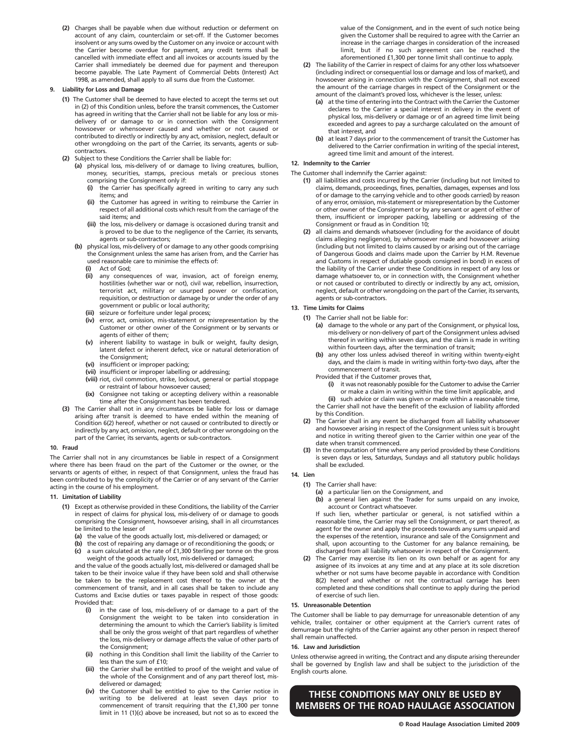**(2)** Charges shall be payable when due without reduction or deferment on account of any claim, counterclaim or set-off. If the Customer becomes insolvent or any sums owed by the Customer on any invoice or account with the Carrier become overdue for payment, any credit terms shall be cancelled with immediate effect and all invoices or accounts issued by the Carrier shall immediately be deemed due for payment and thereupon become payable. The Late Payment of Commercial Debts (Interest) Act 1998, as amended, shall apply to all sums due from the Customer.

**9. Liability for Loss and Damage**

**(1)** The Customer shall be deemed to have elected to accept the terms set out in (2) of this Condition unless, before the transit commences, the Customer has agreed in writing that the Carrier shall not be liable for any loss or mis-delivery of or damage to or in connection with the Consignment howsoever or whensoever caused and whether or not caused or contributed to directly or indirectly by any act, omission, neglect, default or other wrongdoing on the part of the Carrier, its servants, agents or sub-contractors.

**(2)** Subject to these Conditions the Carrier shall be liable for:

**(a)** physical loss, mis-delivery of or damage to living creatures, bullion, money, securities, stamps, precious metals or precious stones comprising the Consignment only if:

**(i)** the Carrier has specifically agreed in writing to carry any such items; and

**(ii)** the Customer has agreed in writing to reimburse the Carrier in respect of all additional costs which result from the carriage of the said items; and

**(iii)** the loss, mis-delivery or damage is occasioned during transit and is proved to be due to the negligence of the Carrier, its servants, agents or sub-contractors;

**(b)** physical loss, mis-delivery of or damage to any other goods comprising the Consignment unless the same has arisen from, and the Carrier has used reasonable care to minimise the effects of:

**(i)** Act of God;

**(ii)** any consequences of war, invasion, act of foreign enemy, hostilities (whether war or not), civil war, rebellion, insurrection, terrorist act, military or usurped power or confiscation, requisition, or destruction or damage by or under the order of any government or public or local authority;

**(iii)** seizure or forfeiture under legal process;

**(iv)** error, act, omission, mis-statement or misrepresentation by the Customer or other owner of the Consignment or by servants or agents of either of them;

**(v)** inherent liability to wastage in bulk or weight, faulty design, latent defect or inherent defect, vice or natural deterioration of the Consignment;

**(vi)** insufficient or improper packing;

**(vii)** insufficient or improper labelling or addressing;

**(viii)** riot, civil commotion, strike, lockout, general or partial stoppage or restraint of labour howsoever caused;

**(ix)** Consignee not taking or accepting delivery within a reasonable time after the Consignment has been tendered.

**(3)** The Carrier shall not in any circumstances be liable for loss or damage arising after transit is deemed to have ended within the meaning of Condition 6(2) hereof, whether or not caused or contributed to directly or indirectly by any act, omission, neglect, default or other wrongdoing on the part of the Carrier, its servants, agents or sub-contractors.

**10. Fraud**

The Carrier shall not in any circumstances be liable in respect of a Consignment where there has been fraud on the part of the Customer or the owner, or the servants or agents of either, in respect of that Consignment, unless the fraud has been contributed to by the complicity of the Carrier or of any servant of the Carrier acting in the course of his employment.

**11. Limitation of Liability**

**(1)** Except as otherwise provided in these Conditions, the liability of the Carrier in respect of claims for physical loss, mis-delivery of or damage to goods comprising the Consignment, howsoever arising, shall in all circumstances be limited to the lesser of

**(a)** the value of the goods actually lost, mis-delivered or damaged; or

**(b)** the cost of repairing any damage or of reconditioning the goods; or

**(c)** a sum calculated at the rate of £1,300 Sterling per tonne on the gross weight of the goods actually lost, mis-delivered or damaged;

and the value of the goods actually lost, mis-delivered or damaged shall be taken to be their invoice value if they have been sold and shall otherwise be taken to be the replacement cost thereof to the owner at the commencement of transit, and in all cases shall be taken to include any Customs and Excise duties or taxes payable in respect of those goods: Provided that:

**(i)** in the case of loss, mis-delivery of or damage to a part of the Consignment the weight to be taken into consideration in determining the amount to which the Carrier's liability is limited shall be only the gross weight of that part regardless of whether the loss, mis-delivery or damage affects the value of other parts of the Consignment;

**(ii)** nothing in this Condition shall limit the liability of the Carrier to less than the sum of £10;

**(iii)** the Carrier shall be entitled to proof of the weight and value of the whole of the Consignment and of any part thereof lost, mis-delivered or damaged;

**(iv)** the Customer shall be entitled to give to the Carrier notice in writing to be delivered at least seven days prior to commencement of transit requiring that the £1,300 per tonne limit in 11 (1)(c) above be increased, but not so as to exceed the value of the Consignment, and in the event of such notice being given the Customer shall be required to agree with the Carrier an increase in the carriage charges in consideration of the increased limit, but if no such agreement can be reached the aforementioned £1,300 per tonne limit shall continue to apply.

**(2)** The liability of the Carrier in respect of claims for any other loss whatsoever (including indirect or consequential loss or damage and loss of market), and howsoever arising in connection with the Consignment, shall not exceed the amount of the carriage charges in respect of the Consignment or the amount of the claimant's proved loss, whichever is the lesser, unless:

**(a)** at the time of entering into the Contract with the Carrier the Customer declares to the Carrier a special interest in delivery in the event of physical loss, mis-delivery or damage or of an agreed time limit being exceeded and agrees to pay a surcharge calculated on the amount of that interest, and

**(b)** at least 7 days prior to the commencement of transit the Customer has delivered to the Carrier confirmation in writing of the special interest, agreed time limit and amount of the interest.

**12. Indemnity to the Carrier**

The Customer shall indemnify the Carrier against:

**(1)** all liabilities and costs incurred by the Carrier (including but not limited to claims, demands, proceedings, fines, penalties, damages, expenses and loss of or damage to the carrying vehicle and to other goods carried) by reason of any error, omission, mis-statement or misrepresentation by the Customer or other owner of the Consignment or by any servant or agent of either of them, insufficient or improper packing, labelling or addressing of the Consignment or fraud as in Condition 10;

**(2)** all claims and demands whatsoever (including for the avoidance of doubt claims alleging negligence), by whomsoever made and howsoever arising (including but not limited to claims caused by or arising out of the carriage of Dangerous Goods and claims made upon the Carrier by H.M. Revenue and Customs in respect of dutiable goods consigned in bond) in excess of the liability of the Carrier under these Conditions in respect of any loss or damage whatsoever to, or in connection with, the Consignment whether or not caused or contributed to directly or indirectly by any act, omission, neglect, default or other wrongdoing on the part of the Carrier, its servants, agents or sub-contractors.

**13. Time Limits for Claims**

**(1)** The Carrier shall not be liable for:

**(a)** damage to the whole or any part of the Consignment, or physical loss, mis-delivery or non-delivery of part of the Consignment unless advised thereof in writing within seven days, and the claim is made in writing within fourteen days, after the termination of transit;

**(b)** any other loss unless advised thereof in writing within twenty-eight days, and the claim is made in writing within forty-two days, after the commencement of transit.

Provided that if the Customer proves that,

**(i)** it was not reasonably possible for the Customer to advise the Carrier or make a claim in writing within the time limit applicable, and

**(ii)** such advice or claim was given or made within a reasonable time,

the Carrier shall not have the benefit of the exclusion of liability afforded by this Condition.

**(2)** The Carrier shall in any event be discharged from all liability whatsoever and howsoever arising in respect of the Consignment unless suit is brought and notice in writing thereof given to the Carrier within one year of the date when transit commenced.

**(3)** In the computation of time where any period provided by these Conditions is seven days or less, Saturdays, Sundays and all statutory public holidays shall be excluded.

**14. Lien**

**(1)** The Carrier shall have:

**(a)** a particular lien on the Consignment, and

**(b)** a general lien against the Trader for sums unpaid on any invoice, account or Contract whatsoever.

If such lien, whether particular or general, is not satisfied within a reasonable time, the Carrier may sell the Consignment, or part thereof, as agent for the owner and apply the proceeds towards any sums unpaid and the expenses of the retention, insurance and sale of the Consignment and shall, upon accounting to the Customer for any balance remaining, be discharged from all liability whatsoever in respect of the Consignment.

**(2)** The Carrier may exercise its lien on its own behalf or as agent for any assignee of its invoices at any time and at any place at its sole discretion whether or not sums have become payable in accordance with Condition 8(2) hereof and whether or not the contractual carriage has been completed and these conditions shall continue to apply during the period of exercise of such lien.

**15. Unreasonable Detention**

The Customer shall be liable to pay demurrage for unreasonable detention of any vehicle, trailer, container or other equipment at the Carrier's current rates of demurrage but the rights of the Carrier against any other person in respect thereof shall remain unaffected.

**16. Law and Jurisdiction**

Unless otherwise agreed in writing, the Contract and any dispute arising thereunder shall be governed by English law and shall be subject to the jurisdiction of the English courts alone.

**THESE CONDITIONS MAY ONLY BE USED BY MEMBERS OF THE ROAD HAULAGE ASSOCIATION**

© Road Haulage Association Limited 2009